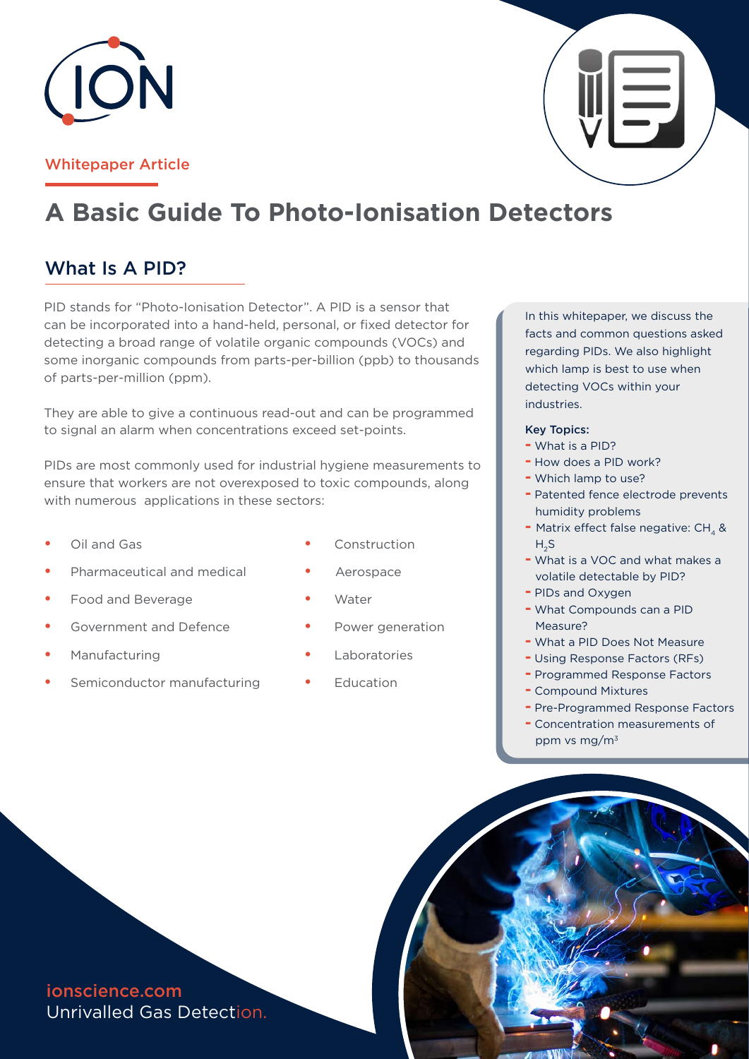Whitepaper Article

# A Basic Guide To Photo-Ionisation Detectors

## What Is A PID?

PID stands for "Photo-Ionisation Detector". A PID is a sensor that can be incorporated into a hand-held, personal, or fixed detector for detecting a broad range of volatile organic compounds (VOCs) and some inorganic compounds from parts-per-billion (ppb) to thousands of parts-per-million (ppm).

They are able to give a continuous read-out and can be programmed to signal an alarm when concentrations exceed set-points.

PIDs are most commonly used for industrial hygiene measurements to ensure that workers are not overexposed to toxic compounds, along with numerous applications in these sectors:

- Oil and Gas
- Pharmaceutical and medical
- Food and Beverage
- Government and Defence
- Manufacturing
- Semiconductor manufacturing
- Construction
- Aerospace
- Water
- Power generation
- Laboratories
- Education

In this whitepaper, we discuss the facts and common questions asked regarding PIDs. We also highlight which lamp is best to use when detecting VOCs within your industries.

**Key Topics:**

- What is a PID?
- How does a PID work?
- Which lamp to use?
- Patented fence electrode prevents humidity problems
- Matrix effect false negative: $CH_4$ & $H_2S$
- What is a VOC and what makes a volatile detectable by PID?
- PIDs and Oxygen
- What Compounds can a PID Measure?
- What a PID Does Not Measure
- Using Response Factors (RFs)
- Programmed Response Factors
- Compound Mixtures
- Pre-Programmed Response Factors
- Concentration measurements of ppm vs $mg/m^3$

ionscience.com

Unrivalled Gas Detection.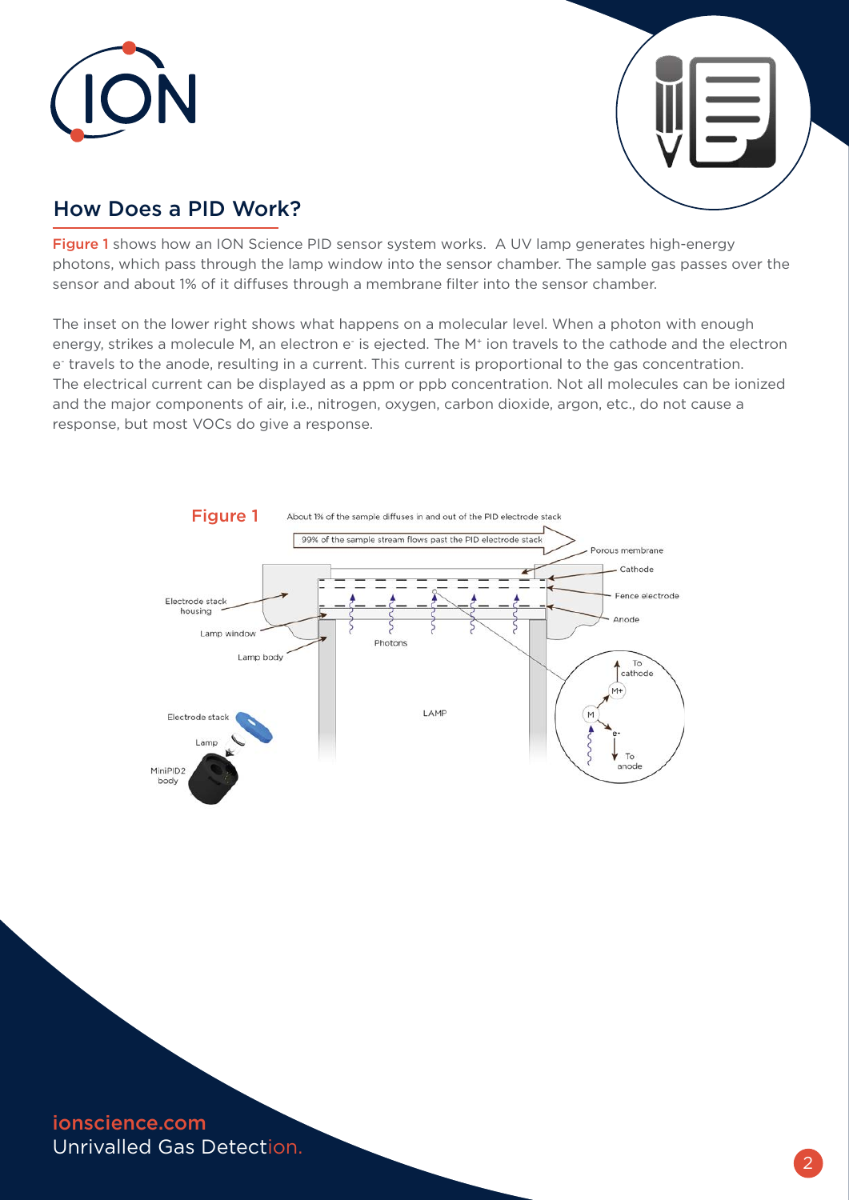## How Does a PID Work?

**Figure 1** shows how an ION Science PID sensor system works. A UV lamp generates high-energy photons, which pass through the lamp window into the sensor chamber. The sample gas passes over the sensor and about 1% of it diffuses through a membrane filter into the sensor chamber.

The inset on the lower right shows what happens on a molecular level. When a photon with enough energy, strikes a molecule M, an electron $e^-$ is ejected. The $M^+$ ion travels to the cathode and the electron $e^-$ travels to the anode, resulting in a current. This current is proportional to the gas concentration. The electrical current can be displayed as a ppm or ppb concentration. Not all molecules can be ionized and the major components of air, i.e., nitrogen, oxygen, carbon dioxide, argon, etc., do not cause a response, but most VOCs do give a response.

**Figure 1**

About 1% of the sample diffuses in and out of the PID electrode stack

99% of the sample stream flows past the PID electrode stack

Porous membrane

Cathode

Fence electrode

Anode

Electrode stack housing

Lamp window

Lamp body

Photons

LAMP

To cathode

M+

M

e-

To anode

Electrode stack

Lamp

MiniPID2 body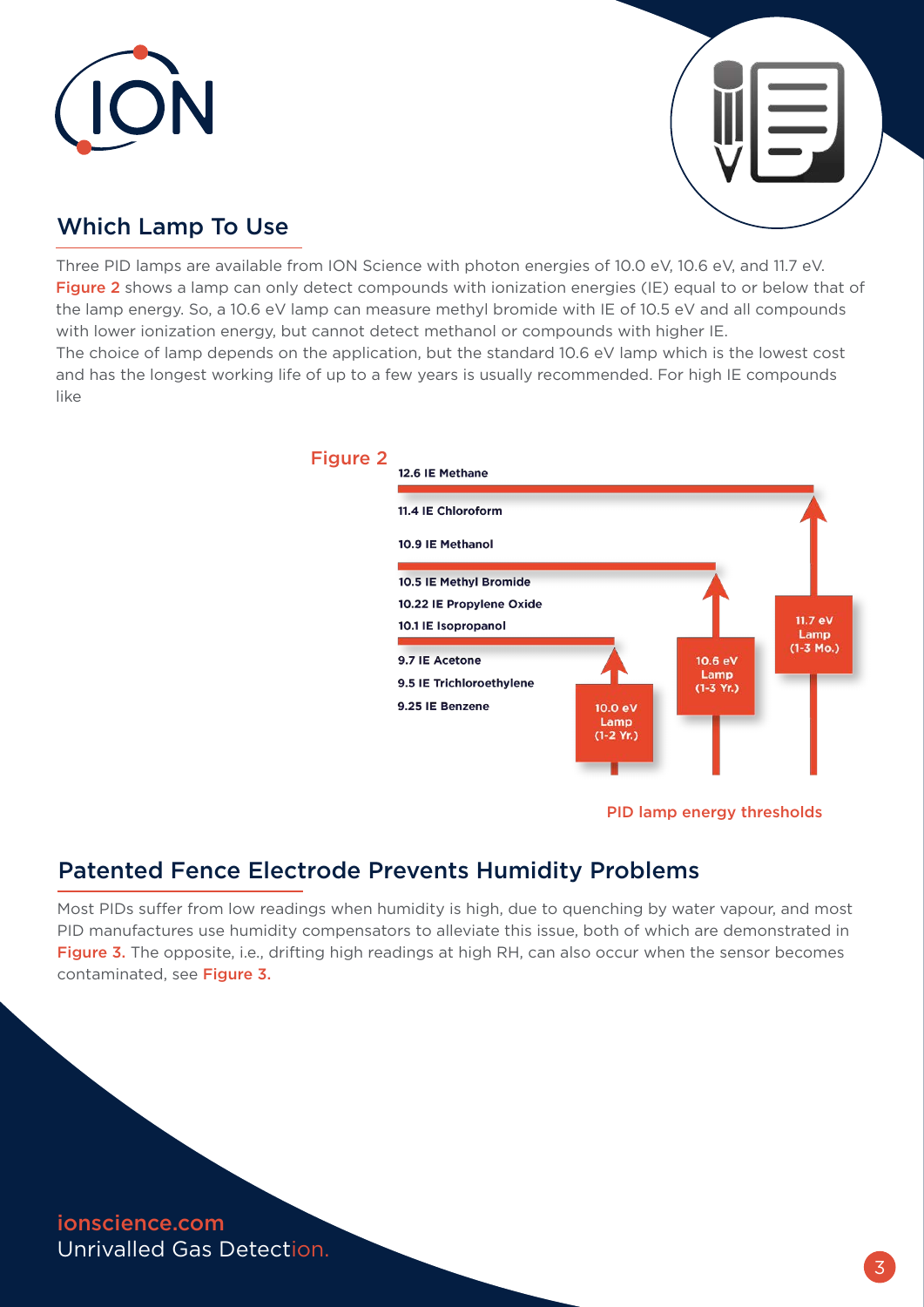## Which Lamp To Use

Three PID lamps are available from ION Science with photon energies of 10.0 eV, 10.6 eV, and 11.7 eV. Figure 2 shows a lamp can only detect compounds with ionization energies (IE) equal to or below that of the lamp energy. So, a 10.6 eV lamp can measure methyl bromide with IE of 10.5 eV and all compounds with lower ionization energy, but cannot detect methanol or compounds with higher IE.
The choice of lamp depends on the application, but the standard 10.6 eV lamp which is the lowest cost and has the longest working life of up to a few years is usually recommended. For high IE compounds like

Figure 2

12.6 IE Methane

11.4 IE Chloroform

10.9 IE Methanol

10.5 IE Methyl Bromide

10.22 IE Propylene Oxide

10.1 IE Isopropanol

9.7 IE Acetone

9.5 IE Trichloroethylene

9.25 IE Benzene

10.0 eV Lamp (1-2 Yr.)

10.6 eV Lamp (1-3 Yr.)

11.7 eV Lamp (1-3 Mo.)

PID lamp energy thresholds

## Patented Fence Electrode Prevents Humidity Problems

Most PIDs suffer from low readings when humidity is high, due to quenching by water vapour, and most PID manufactures use humidity compensators to alleviate this issue, both of which are demonstrated in Figure 3. The opposite, i.e., drifting high readings at high RH, can also occur when the sensor becomes contaminated, see Figure 3.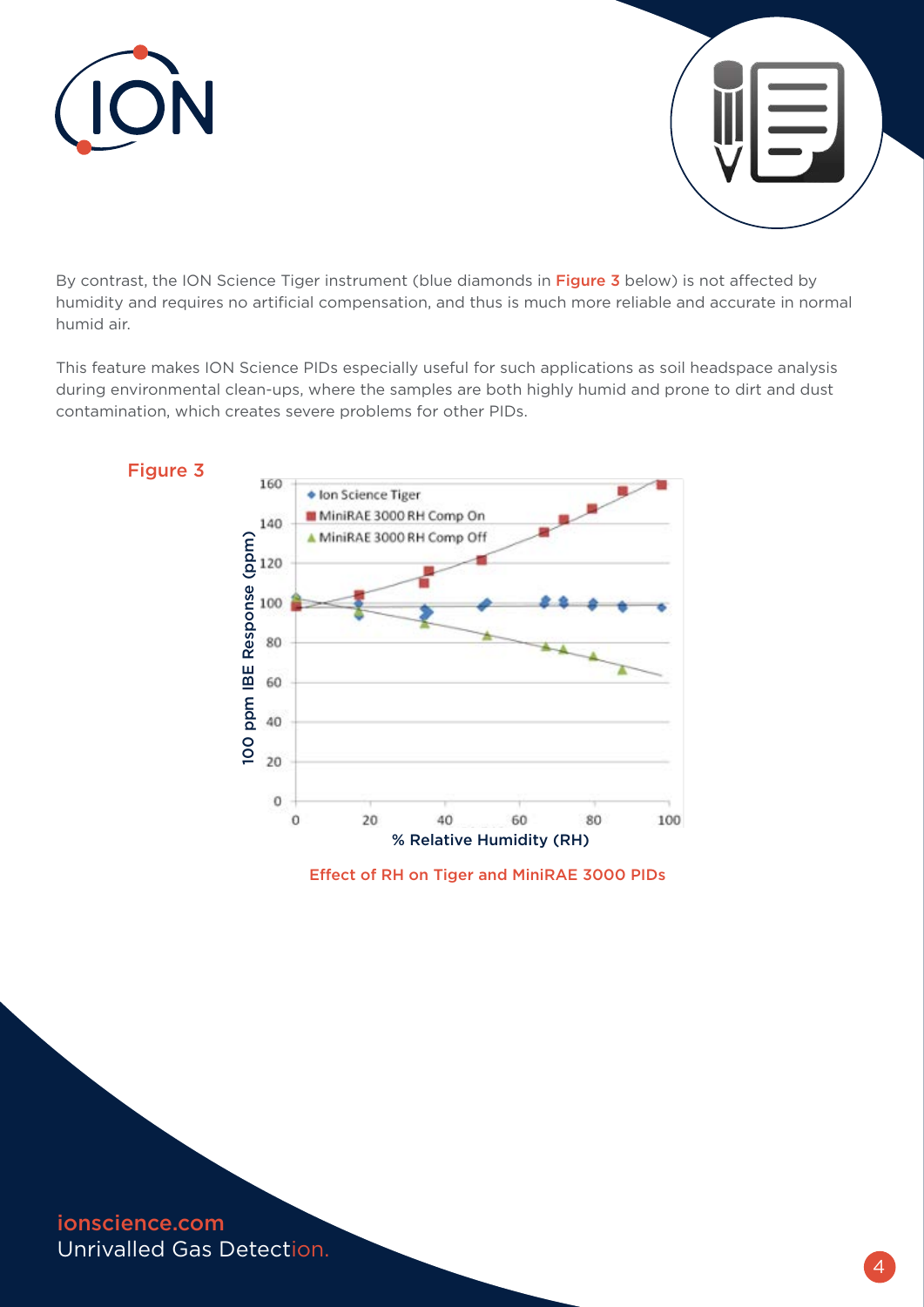By contrast, the ION Science Tiger instrument (blue diamonds in **Figure 3** below) is not affected by humidity and requires no artificial compensation, and thus is much more reliable and accurate in normal humid air.

This feature makes ION Science PIDs especially useful for such applications as soil headspace analysis during environmental clean-ups, where the samples are both highly humid and prone to dirt and dust contamination, which creates severe problems for other PIDs.

**Figure 3**

Effect of RH on Tiger and MiniRAE 3000 PIDs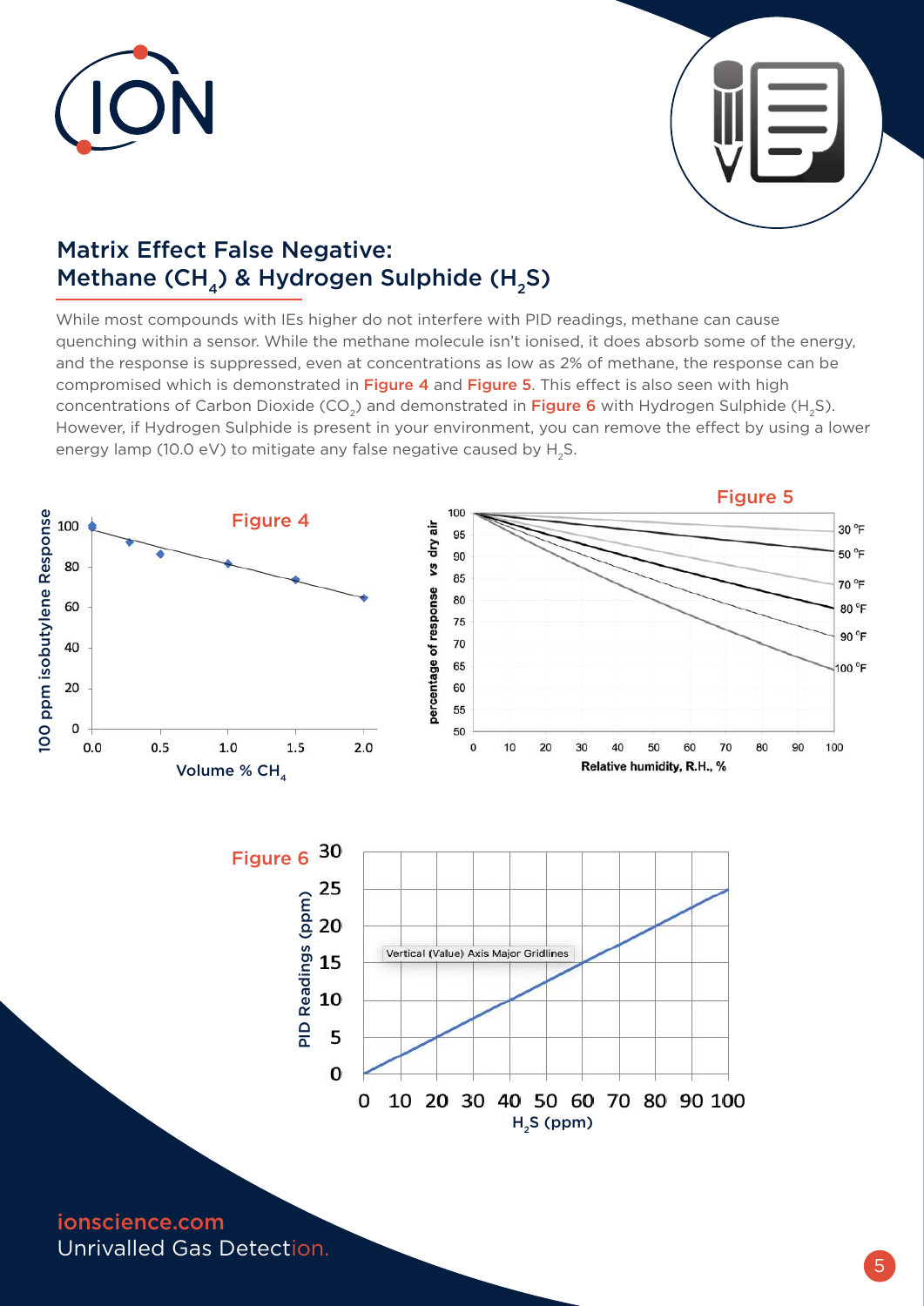## Matrix Effect False Negative: Methane ($CH_4$) & Hydrogen Sulphide ($H_2S$)

While most compounds with IEs higher do not interfere with PID readings, methane can cause quenching within a sensor. While the methane molecule isn't ionised, it does absorb some of the energy, and the response is suppressed, even at concentrations as low as 2% of methane, the response can be compromised which is demonstrated in **Figure 4** and **Figure 5**. This effect is also seen with high concentrations of Carbon Dioxide ($CO_2$) and demonstrated in **Figure 6** with Hydrogen Sulphide ($H_2S$). However, if Hydrogen Sulphide is present in your environment, you can remove the effect by using a lower energy lamp (10.0 eV) to mitigate any false negative caused by $H_2S$.

**Figure 4**

**Figure 5**

**Figure 6**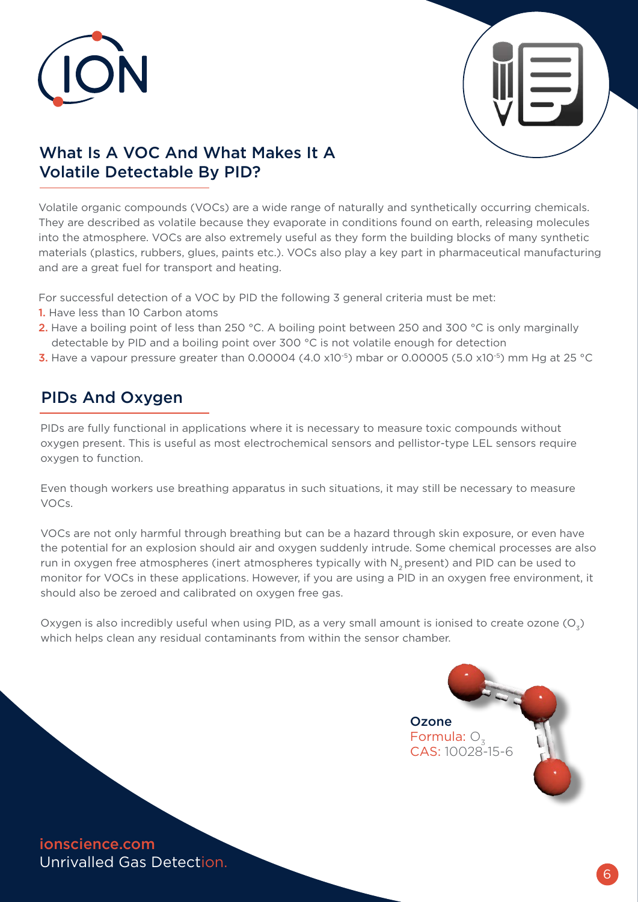## What Is A VOC And What Makes It A Volatile Detectable By PID?

Volatile organic compounds (VOCs) are a wide range of naturally and synthetically occurring chemicals. They are described as volatile because they evaporate in conditions found on earth, releasing molecules into the atmosphere. VOCs are also extremely useful as they form the building blocks of many synthetic materials (plastics, rubbers, glues, paints etc.). VOCs also play a key part in pharmaceutical manufacturing and are a great fuel for transport and heating.

For successful detection of a VOC by PID the following 3 general criteria must be met:

1. Have less than 10 Carbon atoms
2. Have a boiling point of less than 250 °C. A boiling point between 250 and 300 °C is only marginally detectable by PID and a boiling point over 300 °C is not volatile enough for detection
3. Have a vapour pressure greater than 0.00004 ($4.0 \times 10^{-5}$) mbar or 0.00005 ($5.0 \times 10^{-5}$) mm Hg at 25 °C

## PIDs And Oxygen

PIDs are fully functional in applications where it is necessary to measure toxic compounds without oxygen present. This is useful as most electrochemical sensors and pellistor-type LEL sensors require oxygen to function.

Even though workers use breathing apparatus in such situations, it may still be necessary to measure VOCs.

VOCs are not only harmful through breathing but can be a hazard through skin exposure, or even have the potential for an explosion should air and oxygen suddenly intrude. Some chemical processes are also run in oxygen free atmospheres (inert atmospheres typically with $N_2$ present) and PID can be used to monitor for VOCs in these applications. However, if you are using a PID in an oxygen free environment, it should also be zeroed and calibrated on oxygen free gas.

Oxygen is also incredibly useful when using PID, as a very small amount is ionised to create ozone ($O_3$) which helps clean any residual contaminants from within the sensor chamber.

**Ozone**
Formula: $O_3$
CAS: 10028-15-6

ionscience.com
Unrivalled Gas Detection.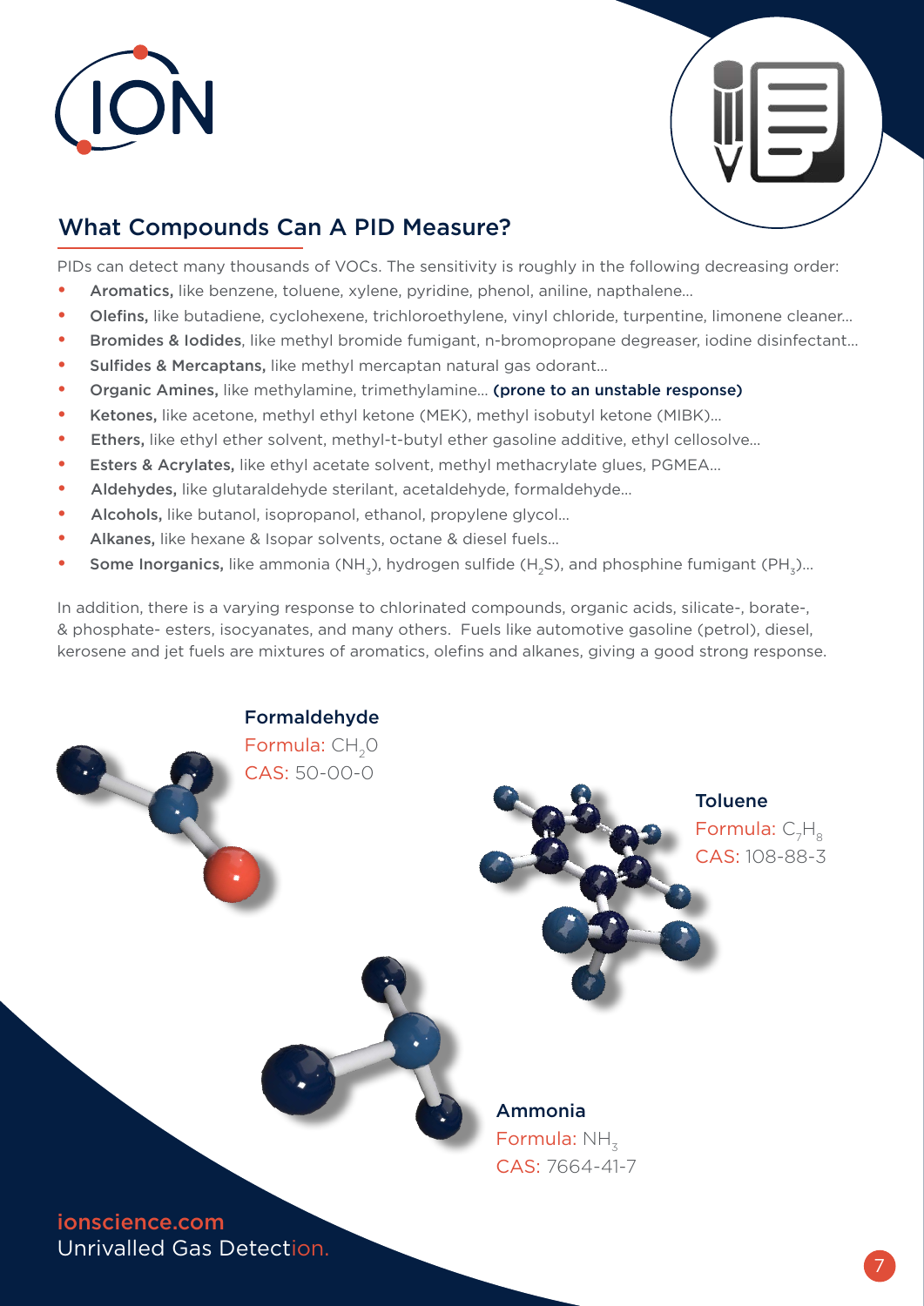## What Compounds Can A PID Measure?

PIDs can detect many thousands of VOCs. The sensitivity is roughly in the following decreasing order:

- **Aromatics,** like benzene, toluene, xylene, pyridine, phenol, aniline, napthalene...
- **Olefins,** like butadiene, cyclohexene, trichloroethylene, vinyl chloride, turpentine, limonene cleaner...
- **Bromides & Iodides**, like methyl bromide fumigant, n-bromopropane degreaser, iodine disinfectant...
- **Sulfides & Mercaptans,** like methyl mercaptan natural gas odorant...
- **Organic Amines,** like methylamine, trimethylamine... **(prone to an unstable response)**
- **Ketones,** like acetone, methyl ethyl ketone (MEK), methyl isobutyl ketone (MIBK)...
- **Ethers,** like ethyl ether solvent, methyl-t-butyl ether gasoline additive, ethyl cellosolve...
- **Esters & Acrylates,** like ethyl acetate solvent, methyl methacrylate glues, PGMEA...
- **Aldehydes,** like glutaraldehyde sterilant, acetaldehyde, formaldehyde...
- **Alcohols,** like butanol, isopropanol, ethanol, propylene glycol...
- **Alkanes,** like hexane & Isopar solvents, octane & diesel fuels...
- **Some Inorganics,** like ammonia ($NH_3$), hydrogen sulfide ($H_2S$), and phosphine fumigant ($PH_3$)...

In addition, there is a varying response to chlorinated compounds, organic acids, silicate-, borate-, & phosphate- esters, isocyanates, and many others. Fuels like automotive gasoline (petrol), diesel, kerosene and jet fuels are mixtures of aromatics, olefins and alkanes, giving a good strong response.

**Formaldehyde**
Formula: $CH_2O$
CAS: 50-00-0

**Toluene**
Formula: $C_7H_8$
CAS: 108-88-3

**Ammonia**
Formula: $NH_3$
CAS: 7664-41-7

ionscience.com
Unrivalled Gas Detection.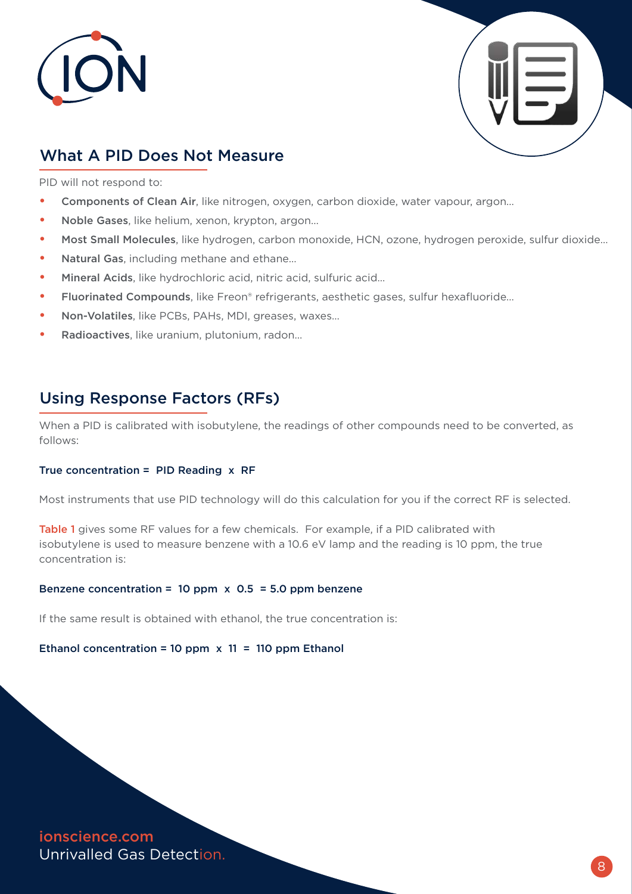## What A PID Does Not Measure

PID will not respond to:

- **Components of Clean Air**, like nitrogen, oxygen, carbon dioxide, water vapour, argon...
- **Noble Gases**, like helium, xenon, krypton, argon...
- **Most Small Molecules**, like hydrogen, carbon monoxide, HCN, ozone, hydrogen peroxide, sulfur dioxide...
- **Natural Gas**, including methane and ethane...
- **Mineral Acids**, like hydrochloric acid, nitric acid, sulfuric acid...
- **Fluorinated Compounds**, like Freon® refrigerants, aesthetic gases, sulfur hexafluoride...
- **Non-Volatiles**, like PCBs, PAHs, MDI, greases, waxes...
- **Radioactives**, like uranium, plutonium, radon...

## Using Response Factors (RFs)

When a PID is calibrated with isobutylene, the readings of other compounds need to be converted, as follows:

**True concentration = PID Reading x RF**

Most instruments that use PID technology will do this calculation for you if the correct RF is selected.

Table 1 gives some RF values for a few chemicals. For example, if a PID calibrated with isobutylene is used to measure benzene with a 10.6 eV lamp and the reading is 10 ppm, the true concentration is:

**Benzene concentration = 10 ppm x 0.5 = 5.0 ppm benzene**

If the same result is obtained with ethanol, the true concentration is:

**Ethanol concentration = 10 ppm x 11 = 110 ppm Ethanol**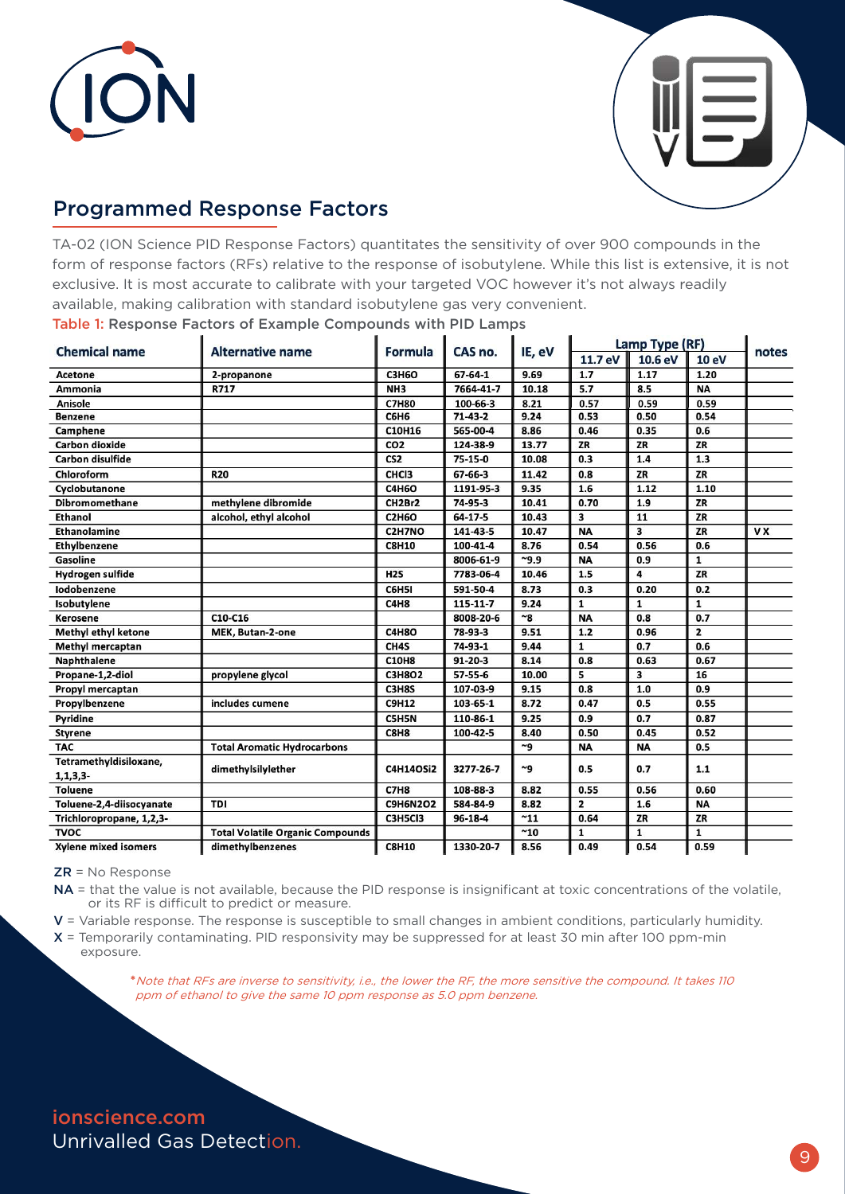## Programmed Response Factors

TA-02 (ION Science PID Response Factors) quantitates the sensitivity of over 900 compounds in the form of response factors (RFs) relative to the response of isobutylene. While this list is extensive, it is not exclusive. It is most accurate to calibrate with your targeted VOC however it's not always readily available, making calibration with standard isobutylene gas very convenient.

**Table 1: Response Factors of Example Compounds with PID Lamps**

| Chemical name | Alternative name | Formula | CAS no. | IE, eV | Lamp Type (RF) | | | notes |
|---|---|---|---|---|---|---|---|---|
| | | | | | 11.7 eV | 10.6 eV | 10 eV | |
| Acetone | 2-propanone | C3H6O | 67-64-1 | 9.69 | 1.7 | 1.17 | 1.20 | |
| Ammonia | R717 | NH3 | 7664-41-7 | 10.18 | 5.7 | 8.5 | NA | |
| Anisole | | C7H8O | 100-66-3 | 8.21 | 0.57 | 0.59 | 0.59 | |
| Benzene | | C6H6 | 71-43-2 | 9.24 | 0.53 | 0.50 | 0.54 | |
| Camphene | | C10H16 | 565-00-4 | 8.86 | 0.46 | 0.35 | 0.6 | |
| Carbon dioxide | | CO2 | 124-38-9 | 13.77 | ZR | ZR | ZR | |
| Carbon disulfide | | CS2 | 75-15-0 | 10.08 | 0.3 | 1.4 | 1.3 | |
| Chloroform | R20 | CHCl3 | 67-66-3 | 11.42 | 0.8 | ZR | ZR | |
| Cyclobutanone | | C4H6O | 1191-95-3 | 9.35 | 1.6 | 1.12 | 1.10 | |
| Dibromomethane | methylene dibromide | CH2Br2 | 74-95-3 | 10.41 | 0.70 | 1.9 | ZR | |
| Ethanol | alcohol, ethyl alcohol | C2H6O | 64-17-5 | 10.43 | 3 | 11 | ZR | |
| Ethanolamine | | C2H7NO | 141-43-5 | 10.47 | NA | 3 | ZR | V X |
| Ethylbenzene | | C8H10 | 100-41-4 | 8.76 | 0.54 | 0.56 | 0.6 | |
| Gasoline | | | 8006-61-9 | ~9.9 | NA | 0.9 | 1 | |
| Hydrogen sulfide | | H2S | 7783-06-4 | 10.46 | 1.5 | 4 | ZR | |
| Iodobenzene | | C6H5I | 591-50-4 | 8.73 | 0.3 | 0.20 | 0.2 | |
| Isobutylene | | C4H8 | 115-11-7 | 9.24 | 1 | 1 | 1 | |
| Kerosene | C10-C16 | | 8008-20-6 | ~8 | NA | 0.8 | 0.7 | |
| Methyl ethyl ketone | MEK, Butan-2-one | C4H8O | 78-93-3 | 9.51 | 1.2 | 0.96 | 2 | |
| Methyl mercaptan | | CH4S | 74-93-1 | 9.44 | 1 | 0.7 | 0.6 | |
| Naphthalene | | C10H8 | 91-20-3 | 8.14 | 0.8 | 0.63 | 0.67 | |
| Propane-1,2-diol | propylene glycol | C3H8O2 | 57-55-6 | 10.00 | 5 | 3 | 16 | |
| Propyl mercaptan | | C3H8S | 107-03-9 | 9.15 | 0.8 | 1.0 | 0.9 | |
| Propylbenzene | includes cumene | C9H12 | 103-65-1 | 8.72 | 0.47 | 0.5 | 0.55 | |
| Pyridine | | C5H5N | 110-86-1 | 9.25 | 0.9 | 0.7 | 0.87 | |
| Styrene | | C8H8 | 100-42-5 | 8.40 | 0.50 | 0.45 | 0.52 | |
| TAC | Total Aromatic Hydrocarbons | | | ~9 | NA | NA | 0.5 | |
| Tetramethyldisiloxane, 1,1,3,3- | dimethylsilylether | C4H14OSi2 | 3277-26-7 | ~9 | 0.5 | 0.7 | 1.1 | |
| Toluene | | C7H8 | 108-88-3 | 8.82 | 0.55 | 0.56 | 0.60 | |
| Toluene-2,4-diisocyanate | TDI | C9H6N2O2 | 584-84-9 | 8.82 | 2 | 1.6 | NA | |
| Trichloropropane, 1,2,3- | | C3H5Cl3 | 96-18-4 | ~11 | 0.64 | ZR | ZR | |
| TVOC | Total Volatile Organic Compounds | | | ~10 | 1 | 1 | 1 | |
| Xylene mixed isomers | dimethylbenzenes | C8H10 | 1330-20-7 | 8.56 | 0.49 | 0.54 | 0.59 | |

ZR = No Response

NA = that the value is not available, because the PID response is insignificant at toxic concentrations of the volatile, or its RF is difficult to predict or measure.

V = Variable response. The response is susceptible to small changes in ambient conditions, particularly humidity.

X = Temporarily contaminating. PID responsivity may be suppressed for at least 30 min after 100 ppm-min exposure.

**Note that RFs are inverse to sensitivity, i.e., the lower the RF, the more sensitive the compound. It takes 110 ppm of ethanol to give the same 10 ppm response as 5.0 ppm benzene.*

ionscience.com
Unrivalled Gas Detection.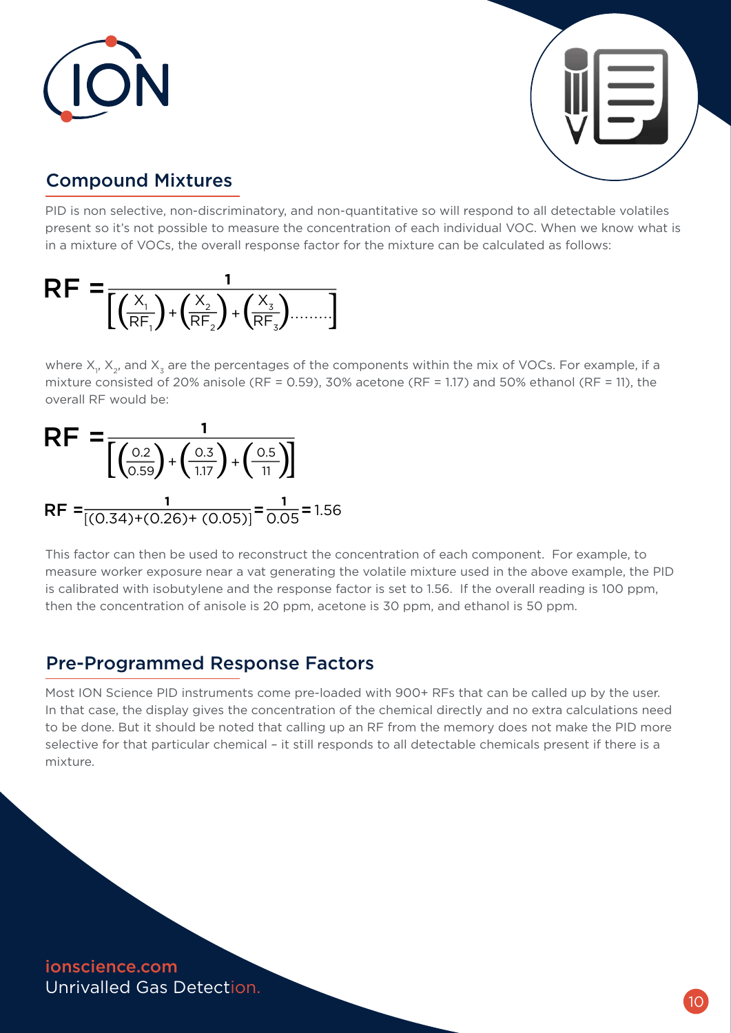## Compound Mixtures

PID is non selective, non-discriminatory, and non-quantitative so will respond to all detectable volatiles present so it's not possible to measure the concentration of each individual VOC. When we know what is in a mixture of VOCs, the overall response factor for the mixture can be calculated as follows:

$$RF = \frac{1}{\left[\left(\frac{X_1}{RF_1}\right) + \left(\frac{X_2}{RF_2}\right) + \left(\frac{X_3}{RF_3}\right) \ldots\ldots\ldots\right]}$$

where $X_1$, $X_2$, and $X_3$ are the percentages of the components within the mix of VOCs. For example, if a mixture consisted of 20% anisole (RF = 0.59), 30% acetone (RF = 1.17) and 50% ethanol (RF = 11), the overall RF would be:

$$RF = \frac{1}{\left[\left(\frac{0.2}{0.59}\right) + \left(\frac{0.3}{1.17}\right) + \left(\frac{0.5}{11}\right)\right]}$$

$$RF = \frac{1}{[(0.34)+(0.26)+(0.05)]} = \frac{1}{0.05} = 1.56$$

This factor can then be used to reconstruct the concentration of each component. For example, to measure worker exposure near a vat generating the volatile mixture used in the above example, the PID is calibrated with isobutylene and the response factor is set to 1.56. If the overall reading is 100 ppm, then the concentration of anisole is 20 ppm, acetone is 30 ppm, and ethanol is 50 ppm.

## Pre-Programmed Response Factors

Most ION Science PID instruments come pre-loaded with 900+ RFs that can be called up by the user. In that case, the display gives the concentration of the chemical directly and no extra calculations need to be done. But it should be noted that calling up an RF from the memory does not make the PID more selective for that particular chemical – it still responds to all detectable chemicals present if there is a mixture.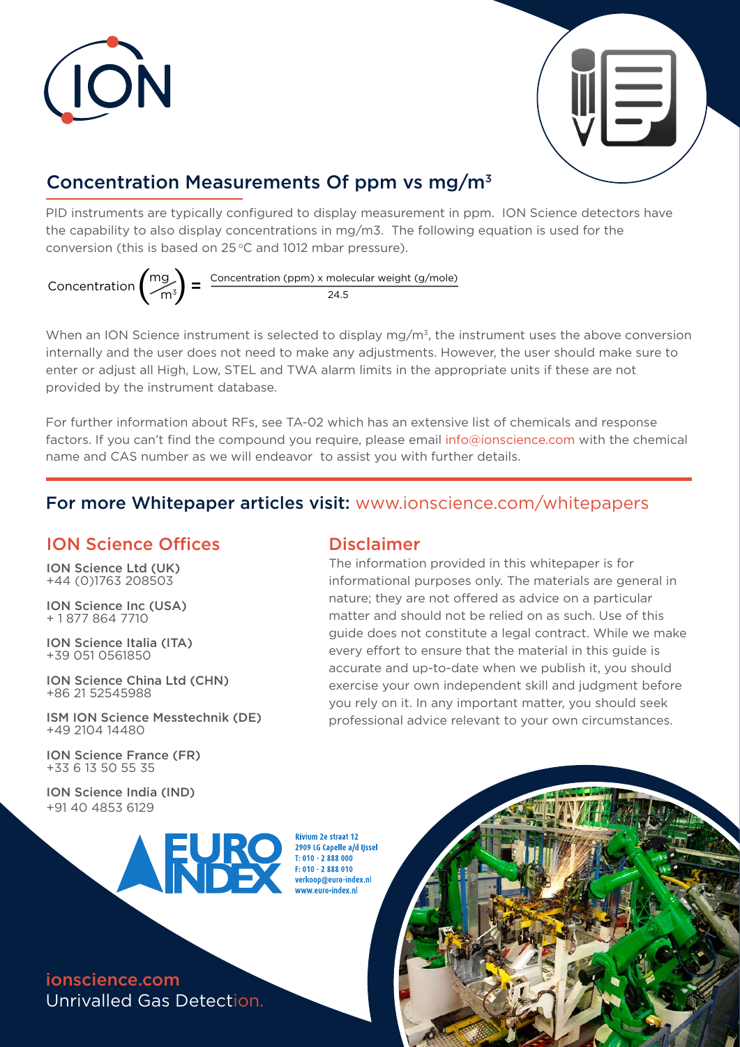## Concentration Measurements Of ppm vs mg/m³

PID instruments are typically configured to display measurement in ppm. ION Science detectors have the capability to also display concentrations in mg/m3. The following equation is used for the conversion (this is based on 25 °C and 1012 mbar pressure).

$$\text{Concentration} \left(\frac{mg}{m^3}\right) = \frac{\text{Concentration (ppm) x molecular weight (g/mole)}}{24.5}$$

When an ION Science instrument is selected to display mg/m³, the instrument uses the above conversion internally and the user does not need to make any adjustments. However, the user should make sure to enter or adjust all High, Low, STEL and TWA alarm limits in the appropriate units if these are not provided by the instrument database.

For further information about RFs, see TA-02 which has an extensive list of chemicals and response factors. If you can't find the compound you require, please email info@ionscience.com with the chemical name and CAS number as we will endeavor to assist you with further details.

## For more Whitepaper articles visit: www.ionscience.com/whitepapers

### ION Science Offices

**ION Science Ltd (UK)**
+44 (0)1763 208503

**ION Science Inc (USA)**
+ 1 877 864 7710

**ION Science Italia (ITA)**
+39 051 0561850

**ION Science China Ltd (CHN)**
+86 21 52545988

**ISM ION Science Messtechnik (DE)**
+49 2104 14480

**ION Science France (FR)**
+33 6 13 50 55 35

**ION Science India (IND)**
+91 40 4853 6129

### Disclaimer

The information provided in this whitepaper is for informational purposes only. The materials are general in nature; they are not offered as advice on a particular matter and should not be relied on as such. Use of this guide does not constitute a legal contract. While we make every effort to ensure that the material in this guide is accurate and up-to-date when we publish it, you should exercise your own independent skill and judgment before you rely on it. In any important matter, you should seek professional advice relevant to your own circumstances.

EURO INDEX

Rivium 2e straat 12
2909 LG Capelle a/d IJssel
T: 010 - 2 888 000
F: 010 - 2 888 010
verkoop@euro-index.nl
www.euro-index.nl

**ionscience.com**
Unrivalled Gas Detection.